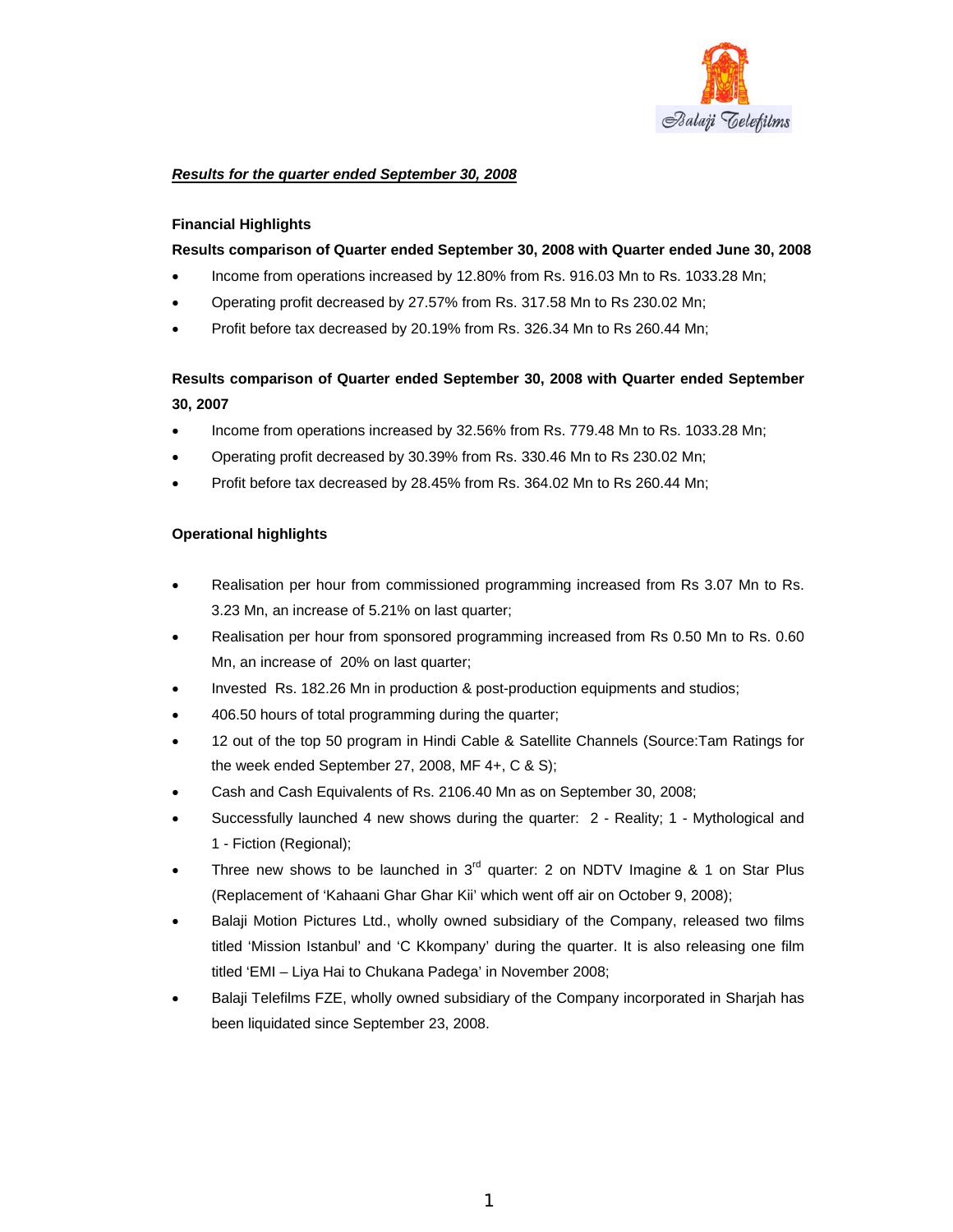***Results for the quarter ended September 30, 2008***

**Financial Highlights**

**Results comparison of Quarter ended September 30, 2008 with Quarter ended June 30, 2008**

- Income from operations increased by 12.80% from Rs. 916.03 Mn to Rs. 1033.28 Mn;
- Operating profit decreased by 27.57% from Rs. 317.58 Mn to Rs 230.02 Mn;
- Profit before tax decreased by 20.19% from Rs. 326.34 Mn to Rs 260.44 Mn;

**Results comparison of Quarter ended September 30, 2008 with Quarter ended September 30, 2007**

- Income from operations increased by 32.56% from Rs. 779.48 Mn to Rs. 1033.28 Mn;
- Operating profit decreased by 30.39% from Rs. 330.46 Mn to Rs 230.02 Mn;
- Profit before tax decreased by 28.45% from Rs. 364.02 Mn to Rs 260.44 Mn;

**Operational highlights**

- Realisation per hour from commissioned programming increased from Rs 3.07 Mn to Rs. 3.23 Mn, an increase of 5.21% on last quarter;
- Realisation per hour from sponsored programming increased from Rs 0.50 Mn to Rs. 0.60 Mn, an increase of 20% on last quarter;
- Invested Rs. 182.26 Mn in production & post-production equipments and studios;
- 406.50 hours of total programming during the quarter;
- 12 out of the top 50 program in Hindi Cable & Satellite Channels (Source:Tam Ratings for the week ended September 27, 2008, MF 4+, C & S);
- Cash and Cash Equivalents of Rs. 2106.40 Mn as on September 30, 2008;
- Successfully launched 4 new shows during the quarter: 2 - Reality; 1 - Mythological and 1 - Fiction (Regional);
- Three new shows to be launched in 3rd quarter: 2 on NDTV Imagine & 1 on Star Plus (Replacement of 'Kahaani Ghar Ghar Kii' which went off air on October 9, 2008);
- Balaji Motion Pictures Ltd., wholly owned subsidiary of the Company, released two films titled 'Mission Istanbul' and 'C Kkompany' during the quarter. It is also releasing one film titled 'EMI – Liya Hai to Chukana Padega' in November 2008;
- Balaji Telefilms FZE, wholly owned subsidiary of the Company incorporated in Sharjah has been liquidated since September 23, 2008.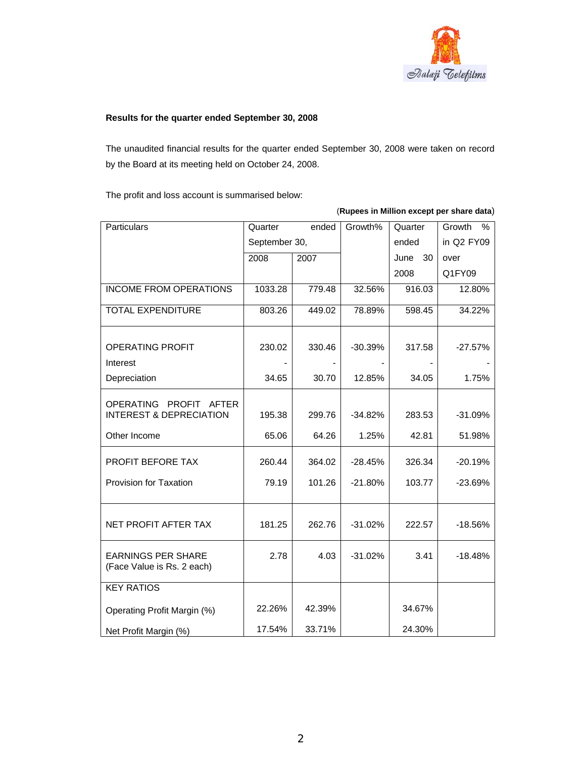**Results for the quarter ended September 30, 2008**

The unaudited financial results for the quarter ended September 30, 2008 were taken on record by the Board at its meeting held on October 24, 2008.

The profit and loss account is summarised below:

(**Rupees in Million except per share data**)

| Particulars | Quarter ended September 30, | | Growth% | Quarter ended June 30 2008 | Growth % in Q2 FY09 over Q1FY09 |
|---|---|---|---|---|---|
| | 2008 | 2007 | | | |
| INCOME FROM OPERATIONS | 1033.28 | 779.48 | 32.56% | 916.03 | 12.80% |
| TOTAL EXPENDITURE | 803.26 | 449.02 | 78.89% | 598.45 | 34.22% |
| OPERATING PROFIT | 230.02 | 330.46 | -30.39% | 317.58 | -27.57% |
| Interest | - | - | - | - | - |
| Depreciation | 34.65 | 30.70 | 12.85% | 34.05 | 1.75% |
| OPERATING PROFIT AFTER INTEREST & DEPRECIATION | 195.38 | 299.76 | -34.82% | 283.53 | -31.09% |
| Other Income | 65.06 | 64.26 | 1.25% | 42.81 | 51.98% |
| PROFIT BEFORE TAX | 260.44 | 364.02 | -28.45% | 326.34 | -20.19% |
| Provision for Taxation | 79.19 | 101.26 | -21.80% | 103.77 | -23.69% |
| NET PROFIT AFTER TAX | 181.25 | 262.76 | -31.02% | 222.57 | -18.56% |
| EARNINGS PER SHARE (Face Value is Rs. 2 each) | 2.78 | 4.03 | -31.02% | 3.41 | -18.48% |
| KEY RATIOS | | | | | |
| Operating Profit Margin (%) | 22.26% | 42.39% | | 34.67% | |
| Net Profit Margin (%) | 17.54% | 33.71% | | 24.30% | |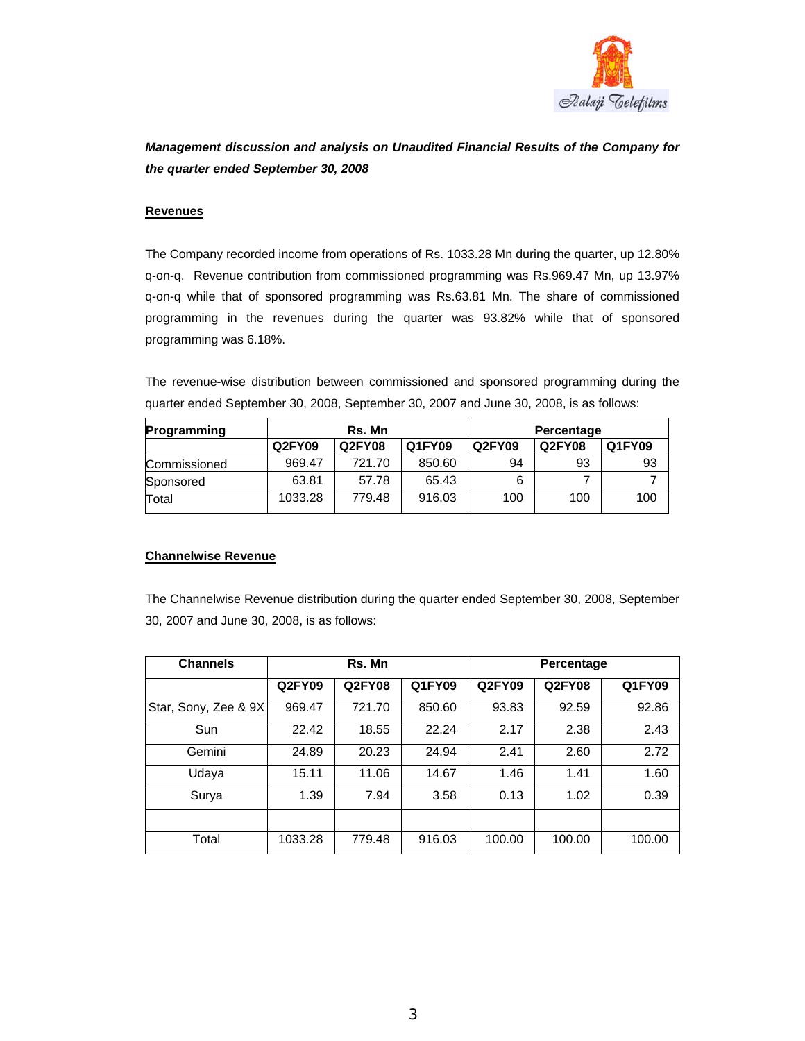***Management discussion and analysis on Unaudited Financial Results of the Company for the quarter ended September 30, 2008***

## Revenues

The Company recorded income from operations of Rs. 1033.28 Mn during the quarter, up 12.80% q-on-q. Revenue contribution from commissioned programming was Rs.969.47 Mn, up 13.97% q-on-q while that of sponsored programming was Rs.63.81 Mn. The share of commissioned programming in the revenues during the quarter was 93.82% while that of sponsored programming was 6.18%.

The revenue-wise distribution between commissioned and sponsored programming during the quarter ended September 30, 2008, September 30, 2007 and June 30, 2008, is as follows:

| Programming | Rs. Mn | | | Percentage | | |
|---|---|---|---|---|---|---|
| | Q2FY09 | Q2FY08 | Q1FY09 | Q2FY09 | Q2FY08 | Q1FY09 |
| Commissioned | 969.47 | 721.70 | 850.60 | 94 | 93 | 93 |
| Sponsored | 63.81 | 57.78 | 65.43 | 6 | 7 | 7 |
| Total | 1033.28 | 779.48 | 916.03 | 100 | 100 | 100 |

## Channelwise Revenue

The Channelwise Revenue distribution during the quarter ended September 30, 2008, September 30, 2007 and June 30, 2008, is as follows:

| Channels | Rs. Mn | | | Percentage | | |
|---|---|---|---|---|---|---|
| | Q2FY09 | Q2FY08 | Q1FY09 | Q2FY09 | Q2FY08 | Q1FY09 |
| Star, Sony, Zee & 9X | 969.47 | 721.70 | 850.60 | 93.83 | 92.59 | 92.86 |
| Sun | 22.42 | 18.55 | 22.24 | 2.17 | 2.38 | 2.43 |
| Gemini | 24.89 | 20.23 | 24.94 | 2.41 | 2.60 | 2.72 |
| Udaya | 15.11 | 11.06 | 14.67 | 1.46 | 1.41 | 1.60 |
| Surya | 1.39 | 7.94 | 3.58 | 0.13 | 1.02 | 0.39 |
| | | | | | | |
| Total | 1033.28 | 779.48 | 916.03 | 100.00 | 100.00 | 100.00 |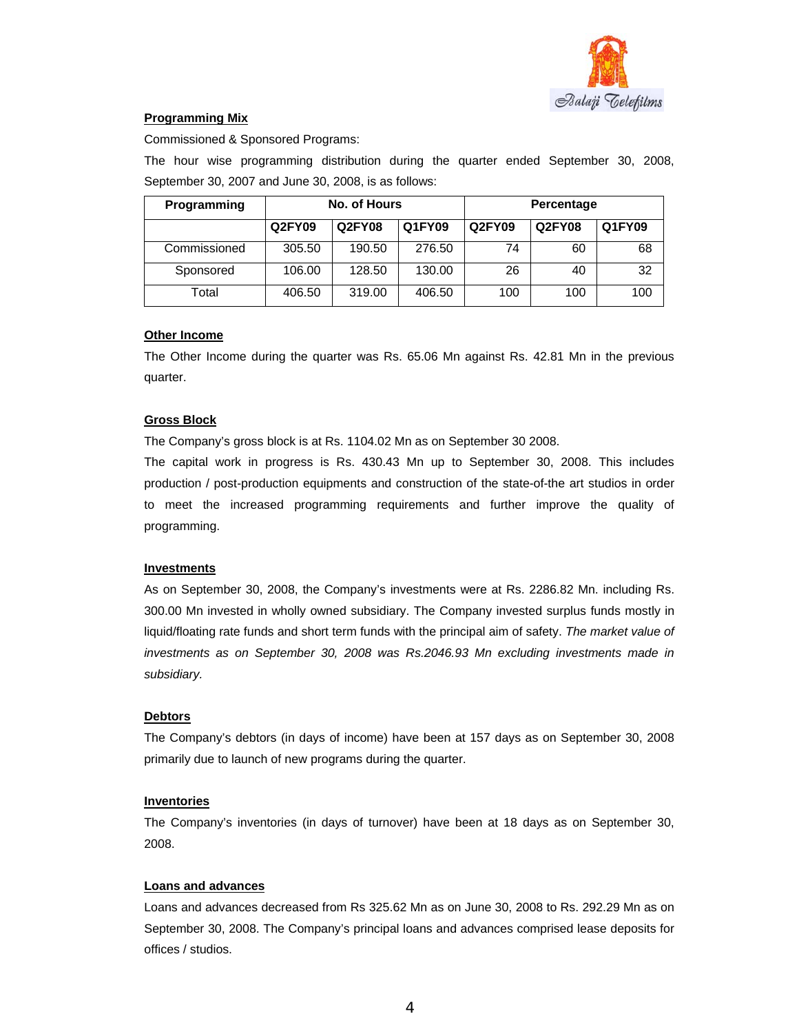## Programming Mix

Commissioned & Sponsored Programs:

The hour wise programming distribution during the quarter ended September 30, 2008, September 30, 2007 and June 30, 2008, is as follows:

| Programming | No. of Hours | | | Percentage | | |
|---|---|---|---|---|---|---|
| | Q2FY09 | Q2FY08 | Q1FY09 | Q2FY09 | Q2FY08 | Q1FY09 |
| Commissioned | 305.50 | 190.50 | 276.50 | 74 | 60 | 68 |
| Sponsored | 106.00 | 128.50 | 130.00 | 26 | 40 | 32 |
| Total | 406.50 | 319.00 | 406.50 | 100 | 100 | 100 |

## Other Income

The Other Income during the quarter was Rs. 65.06 Mn against Rs. 42.81 Mn in the previous quarter.

## Gross Block

The Company's gross block is at Rs. 1104.02 Mn as on September 30 2008.

The capital work in progress is Rs. 430.43 Mn up to September 30, 2008. This includes production / post-production equipments and construction of the state-of-the art studios in order to meet the increased programming requirements and further improve the quality of programming.

## Investments

As on September 30, 2008, the Company's investments were at Rs. 2286.82 Mn. including Rs. 300.00 Mn invested in wholly owned subsidiary. The Company invested surplus funds mostly in liquid/floating rate funds and short term funds with the principal aim of safety. *The market value of investments as on September 30, 2008 was Rs.2046.93 Mn excluding investments made in subsidiary.*

## Debtors

The Company's debtors (in days of income) have been at 157 days as on September 30, 2008 primarily due to launch of new programs during the quarter.

## Inventories

The Company's inventories (in days of turnover) have been at 18 days as on September 30, 2008.

## Loans and advances

Loans and advances decreased from Rs 325.62 Mn as on June 30, 2008 to Rs. 292.29 Mn as on September 30, 2008. The Company's principal loans and advances comprised lease deposits for offices / studios.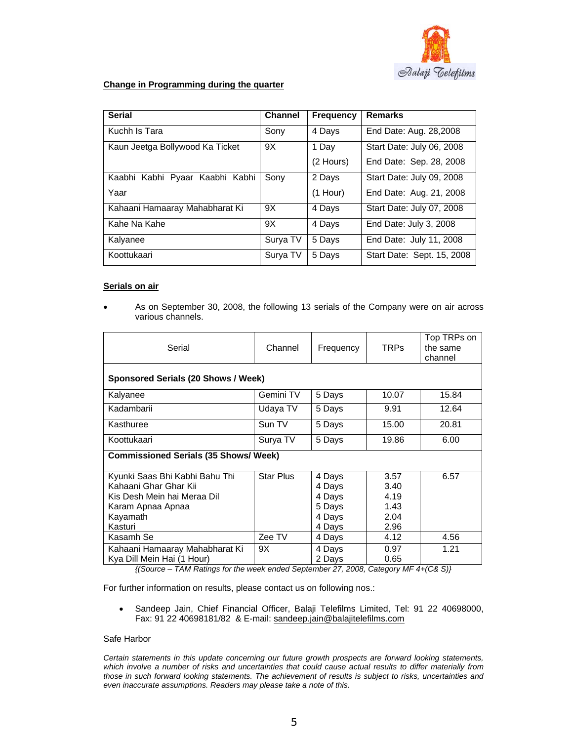**Change in Programming during the quarter**

| Serial | Channel | Frequency | Remarks |
|---|---|---|---|
| Kuchh Is Tara | Sony | 4 Days | End Date: Aug. 28,2008 |
| Kaun Jeetga Bollywood Ka Ticket | 9X | 1 Day (2 Hours) | Start Date: July 06, 2008 End Date: Sep. 28, 2008 |
| Kaabhi Kabhi Pyaar Kaabhi Kabhi Yaar | Sony | 2 Days (1 Hour) | Start Date: July 09, 2008 End Date: Aug. 21, 2008 |
| Kahaani Hamaaray Mahabharat Ki | 9X | 4 Days | Start Date: July 07, 2008 |
| Kahe Na Kahe | 9X | 4 Days | End Date: July 3, 2008 |
| Kalyanee | Surya TV | 5 Days | End Date: July 11, 2008 |
| Koottukaari | Surya TV | 5 Days | Start Date: Sept. 15, 2008 |

**Serials on air**

- As on September 30, 2008, the following 13 serials of the Company were on air across various channels.

| Serial | Channel | Frequency | TRPs | Top TRPs on the same channel |
|---|---|---|---|---|
| **Sponsored Serials (20 Shows / Week)** | | | | |
| Kalyanee | Gemini TV | 5 Days | 10.07 | 15.84 |
| Kadambarii | Udaya TV | 5 Days | 9.91 | 12.64 |
| Kasthuree | Sun TV | 5 Days | 15.00 | 20.81 |
| Koottukaari | Surya TV | 5 Days | 19.86 | 6.00 |
| **Commissioned Serials (35 Shows/ Week)** | | | | |
| Kyunki Saas Bhi Kabhi Bahu Thi | Star Plus | 4 Days | 3.57 | 6.57 |
| Kahaani Ghar Ghar Kii | | 4 Days | 3.40 | |
| Kis Desh Mein hai Meraa Dil | | 4 Days | 4.19 | |
| Karam Apnaa Apnaa | | 5 Days | 1.43 | |
| Kayamath | | 4 Days | 2.04 | |
| Kasturi | | 4 Days | 2.96 | |
| Kasamh Se | Zee TV | 4 Days | 4.12 | 4.56 |
| Kahaani Hamaaray Mahabharat Ki | 9X | 4 Days | 0.97 | 1.21 |
| Kya Dill Mein Hai (1 Hour) | | 2 Days | 0.65 | |

*{(Source – TAM Ratings for the week ended September 27, 2008, Category MF 4+(C& S)}*

For further information on results, please contact us on following nos.:

- Sandeep Jain, Chief Financial Officer, Balaji Telefilms Limited, Tel: 91 22 40698000, Fax: 91 22 40698181/82 & E-mail: sandeep.jain@balajitelefilms.com

Safe Harbor

*Certain statements in this update concerning our future growth prospects are forward looking statements, which involve a number of risks and uncertainties that could cause actual results to differ materially from those in such forward looking statements. The achievement of results is subject to risks, uncertainties and even inaccurate assumptions. Readers may please take a note of this.*